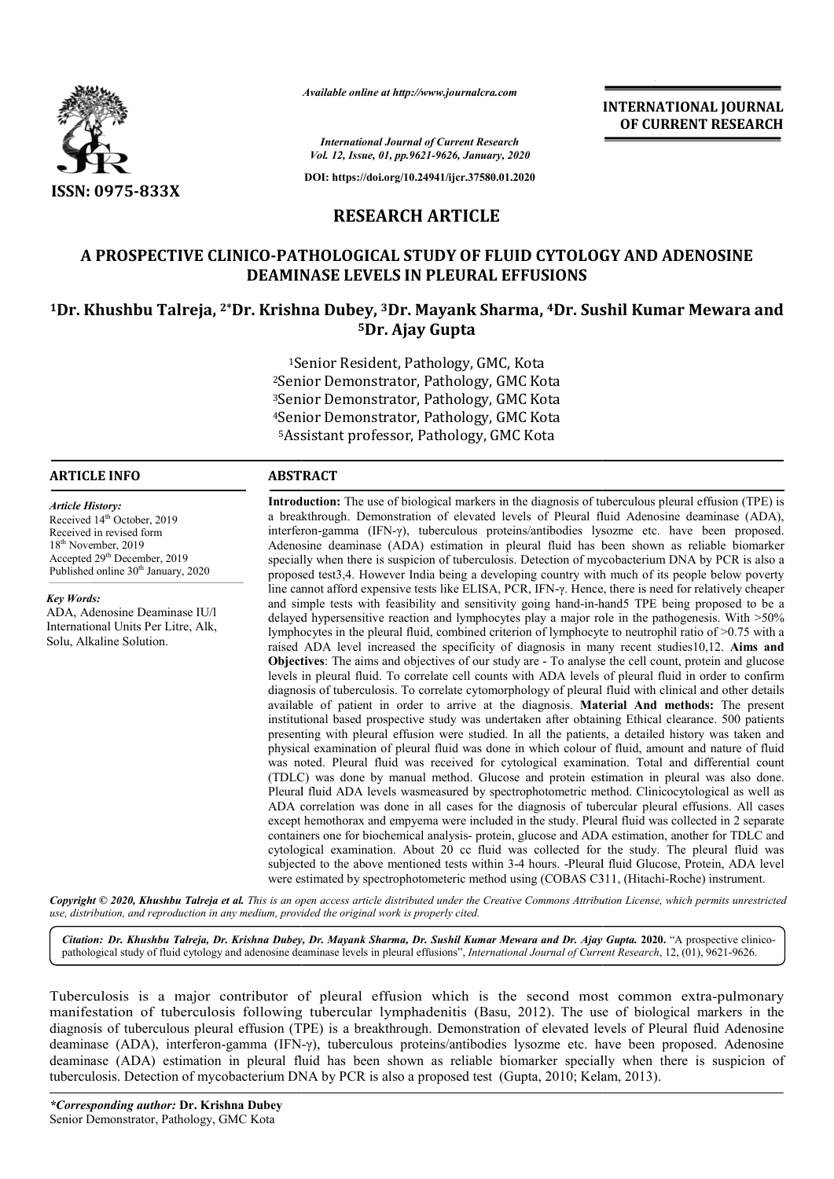*Available online at http://www.journalcra.com*

*International Journal of Current Research*
*Vol. 12, Issue, 01, pp.9621-9626, January, 2020*

**DOI: https://doi.org/10.24941/ijcr.37580.01.2020**

**ISSN: 0975-833X**

**INTERNATIONAL JOURNAL OF CURRENT RESEARCH**

## RESEARCH ARTICLE

# A PROSPECTIVE CLINICO-PATHOLOGICAL STUDY OF FLUID CYTOLOGY AND ADENOSINE DEAMINASE LEVELS IN PLEURAL EFFUSIONS

**[1]Dr. Khushbu Talreja, [2*]Dr. Krishna Dubey, [3]Dr. Mayank Sharma, [4]Dr. Sushil Kumar Mewara and [5]Dr. Ajay Gupta**

[1]Senior Resident, Pathology, GMC, Kota
[2]Senior Demonstrator, Pathology, GMC Kota
[3]Senior Demonstrator, Pathology, GMC Kota
[4]Senior Demonstrator, Pathology, GMC Kota
[5]Assistant professor, Pathology, GMC Kota

### ARTICLE INFO

*Article History:*
Received 14[th] October, 2019
Received in revised form
18[th] November, 2019
Accepted 29[th] December, 2019
Published online 30[th] January, 2020

*Key Words:*
ADA, Adenosine Deaminase IU/l
International Units Per Litre, Alk,
Solu, Alkaline Solution.

### ABSTRACT

**Introduction:** The use of biological markers in the diagnosis of tuberculous pleural effusion (TPE) is a breakthrough. Demonstration of elevated levels of Pleural fluid Adenosine deaminase (ADA), interferon-gamma (IFN-γ), tuberculous proteins/antibodies lysozme etc. have been proposed. Adenosine deaminase (ADA) estimation in pleural fluid has been shown as reliable biomarker specially when there is suspicion of tuberculosis. Detection of mycobacterium DNA by PCR is also a proposed test3,4. However India being a developing country with much of its people below poverty line cannot afford expensive tests like ELISA, PCR, IFN-γ. Hence, there is need for relatively cheaper and simple tests with feasibility and sensitivity going hand-in-hand5 TPE being proposed to be a delayed hypersensitive reaction and lymphocytes play a major role in the pathogenesis. With >50% lymphocytes in the pleural fluid, combined criterion of lymphocyte to neutrophil ratio of >0.75 with a raised ADA level increased the specificity of diagnosis in many recent studies10,12. **Aims and Objectives**: The aims and objectives of our study are - To analyse the cell count, protein and glucose levels in pleural fluid. To correlate cell counts with ADA levels of pleural fluid in order to confirm diagnosis of tuberculosis. To correlate cytomorphology of pleural fluid with clinical and other details available of patient in order to arrive at the diagnosis. **Material And methods:** The present institutional based prospective study was undertaken after obtaining Ethical clearance. 500 patients presenting with pleural effusion were studied. In all the patients, a detailed history was taken and physical examination of pleural fluid was done in which colour of fluid, amount and nature of fluid was noted. Pleural fluid was received for cytological examination. Total and differential count (TDLC) was done by manual method. Glucose and protein estimation in pleural was also done. Pleural fluid ADA levels wasmeasured by spectrophotometric method. Clinicocytological as well as ADA correlation was done in all cases for the diagnosis of tubercular pleural effusions. All cases except hemothorax and empyema were included in the study. Pleural fluid was collected in 2 separate containers one for biochemical analysis- protein, glucose and ADA estimation, another for TDLC and cytological examination. About 20 cc fluid was collected for the study. The pleural fluid was subjected to the above mentioned tests within 3-4 hours. -Pleural fluid Glucose, Protein, ADA level were estimated by spectrophotometeric method using (COBAS C311, (Hitachi-Roche) instrument.

*Copyright © 2020, Khushbu Talreja et al. This is an open access article distributed under the Creative Commons Attribution License, which permits unrestricted use, distribution, and reproduction in any medium, provided the original work is properly cited.*

*Citation: Dr. Khushbu Talreja, Dr. Krishna Dubey, Dr. Mayank Sharma, Dr. Sushil Kumar Mewara and Dr. Ajay Gupta.* **2020.** "A prospective clinico-pathological study of fluid cytology and adenosine deaminase levels in pleural effusions", *International Journal of Current Research*, 12, (01), 9621-9626.

Tuberculosis is a major contributor of pleural effusion which is the second most common extra-pulmonary manifestation of tuberculosis following tubercular lymphadenitis (Basu, 2012). The use of biological markers in the diagnosis of tuberculous pleural effusion (TPE) is a breakthrough. Demonstration of elevated levels of Pleural fluid Adenosine deaminase (ADA), interferon-gamma (IFN-γ), tuberculous proteins/antibodies lysozme etc. have been proposed. Adenosine deaminase (ADA) estimation in pleural fluid has been shown as reliable biomarker specially when there is suspicion of tuberculosis. Detection of mycobacterium DNA by PCR is also a proposed test (Gupta, 2010; Kelam, 2013).

**\*Corresponding author:** **Dr. Krishna Dubey**
Senior Demonstrator, Pathology, GMC Kota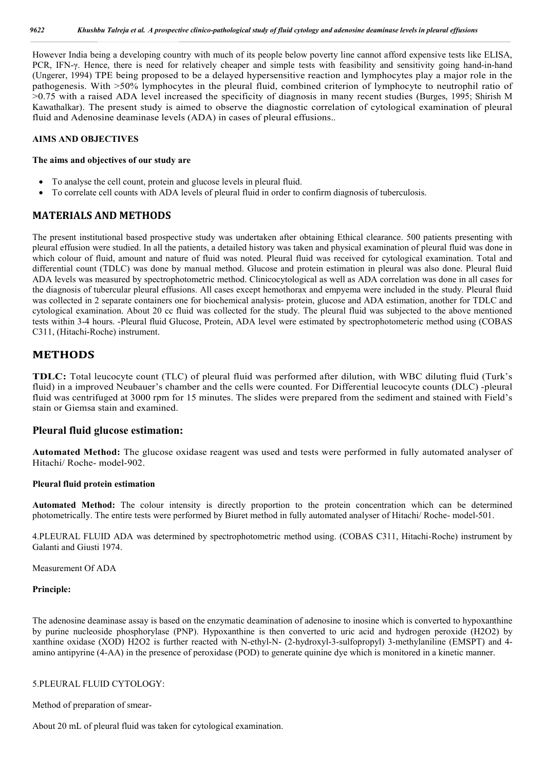However India being a developing country with much of its people below poverty line cannot afford expensive tests like ELISA, PCR, IFN-γ. Hence, there is need for relatively cheaper and simple tests with feasibility and sensitivity going hand-in-hand (Ungerer, 1994) TPE being proposed to be a delayed hypersensitive reaction and lymphocytes play a major role in the pathogenesis. With >50% lymphocytes in the pleural fluid, combined criterion of lymphocyte to neutrophil ratio of >0.75 with a raised ADA level increased the specificity of diagnosis in many recent studies (Burges, 1995; Shirish M Kawathalkar). The present study is aimed to observe the diagnostic correlation of cytological examination of pleural fluid and Adenosine deaminase levels (ADA) in cases of pleural effusions..

### AIMS AND OBJECTIVES

**The aims and objectives of our study are**

- To analyse the cell count, protein and glucose levels in pleural fluid.
- To correlate cell counts with ADA levels of pleural fluid in order to confirm diagnosis of tuberculosis.

## MATERIALS AND METHODS

The present institutional based prospective study was undertaken after obtaining Ethical clearance. 500 patients presenting with pleural effusion were studied. In all the patients, a detailed history was taken and physical examination of pleural fluid was done in which colour of fluid, amount and nature of fluid was noted. Pleural fluid was received for cytological examination. Total and differential count (TDLC) was done by manual method. Glucose and protein estimation in pleural was also done. Pleural fluid ADA levels was measured by spectrophotometric method. Clinicocytological as well as ADA correlation was done in all cases for the diagnosis of tubercular pleural effusions. All cases except hemothorax and empyema were included in the study. Pleural fluid was collected in 2 separate containers one for biochemical analysis- protein, glucose and ADA estimation, another for TDLC and cytological examination. About 20 cc fluid was collected for the study. The pleural fluid was subjected to the above mentioned tests within 3-4 hours. -Pleural fluid Glucose, Protein, ADA level were estimated by spectrophotometeric method using (COBAS C311, (Hitachi-Roche) instrument.

## METHODS

**TDLC:** Total leucocyte count (TLC) of pleural fluid was performed after dilution, with WBC diluting fluid (Turk's fluid) in a improved Neubauer's chamber and the cells were counted. For Differential leucocyte counts (DLC) -pleural fluid was centrifuged at 3000 rpm for 15 minutes. The slides were prepared from the sediment and stained with Field's stain or Giemsa stain and examined.

### Pleural fluid glucose estimation:

**Automated Method:** The glucose oxidase reagent was used and tests were performed in fully automated analyser of Hitachi/ Roche- model-902.

**Pleural fluid protein estimation**

**Automated Method:** The colour intensity is directly proportion to the protein concentration which can be determined photometrically. The entire tests were performed by Biuret method in fully automated analyser of Hitachi/ Roche- model-501.

4.PLEURAL FLUID ADA was determined by spectrophotometric method using. (COBAS C311, Hitachi-Roche) instrument by Galanti and Giusti 1974.

Measurement Of ADA

**Principle:**

The adenosine deaminase assay is based on the enzymatic deamination of adenosine to inosine which is converted to hypoxanthine by purine nucleoside phosphorylase (PNP). Hypoxanthine is then converted to uric acid and hydrogen peroxide ($H_2O_2$) by xanthine oxidase (XOD) $H_2O_2$ is further reacted with N-ethyl-N- (2-hydroxyl-3-sulfopropyl) 3-methylaniline (EMSPT) and 4-amino antipyrine (4-AA) in the presence of peroxidase (POD) to generate quinine dye which is monitored in a kinetic manner.

5.PLEURAL FLUID CYTOLOGY:

Method of preparation of smear-

About 20 mL of pleural fluid was taken for cytological examination.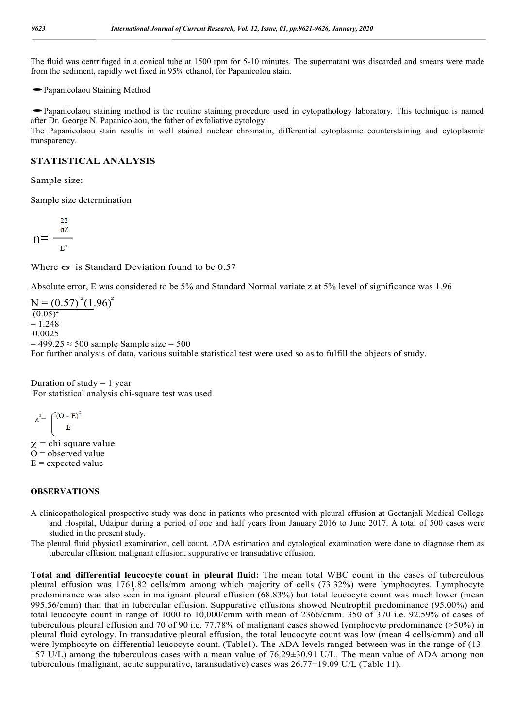The fluid was centrifuged in a conical tube at 1500 rpm for 5-10 minutes. The supernatant was discarded and smears were made from the sediment, rapidly wet fixed in 95% ethanol, for Papanicolou stain.

- Papanicolaou Staining Method

- Papanicolaou staining method is the routine staining procedure used in cytopathology laboratory. This technique is named after Dr. George N. Papanicolaou, the father of exfoliative cytology.

The Papanicolaou stain results in well stained nuclear chromatin, differential cytoplasmic counterstaining and cytoplasmic transparency.

## STATISTICAL ANALYSIS

Sample size:

Sample size determination

$$n = \frac{\sigma^2 Z^2}{E^2}$$

Where $\sigma$ is Standard Deviation found to be 0.57

Absolute error, E was considered to be 5% and Standard Normal variate z at 5% level of significance was 1.96

$$N = \frac{(0.57)^2 (1.96)^2}{(0.05)^2}$$

$$= \frac{1.248}{0.0025}$$

$= 499.25 \approx 500$ sample Sample size = 500

For further analysis of data, various suitable statistical test were used so as to fulfill the objects of study.

Duration of study = 1 year

For statistical analysis chi-square test was used

$$\chi^2 = \sum \frac{(O - E)^2}{E}$$

$\chi$ = chi square value
O = observed value
E = expected value

## OBSERVATIONS

A clinicopathological prospective study was done in patients who presented with pleural effusion at Geetanjali Medical College and Hospital, Udaipur during a period of one and half years from January 2016 to June 2017. A total of 500 cases were studied in the present study.

The pleural fluid physical examination, cell count, ADA estimation and cytological examination were done to diagnose them as tubercular effusion, malignant effusion, suppurative or transudative effusion.

**Total and differential leucocyte count in pleural fluid:** The mean total WBC count in the cases of tuberculous pleural effusion was 1761.82 cells/mm$^3$ among which majority of cells (73.32%) were lymphocytes. Lymphocyte predominance was also seen in malignant pleural effusion (68.83%) but total leucocyte count was much lower (mean 995.56/cmm) than that in tubercular effusion. Suppurative effusions showed Neutrophil predominance (95.00%) and total leucocyte count in range of 1000 to 10,000/cmm with mean of 2366/cmm. 350 of 370 i.e. 92.59% of cases of tuberculous pleural effusion and 70 of 90 i.e. 77.78% of malignant cases showed lymphocyte predominance (>50%) in pleural fluid cytology. In transudative pleural effusion, the total leucocyte count was low (mean 4 cells/cmm) and all were lymphocyte on differential leucocyte count. (Table1). The ADA levels ranged between was in the range of (13-157 U/L) among the tuberculous cases with a mean value of 76.29±30.91 U/L. The mean value of ADA among non tuberculous (malignant, acute suppurative, taransudative) cases was 26.77±19.09 U/L (Table 11).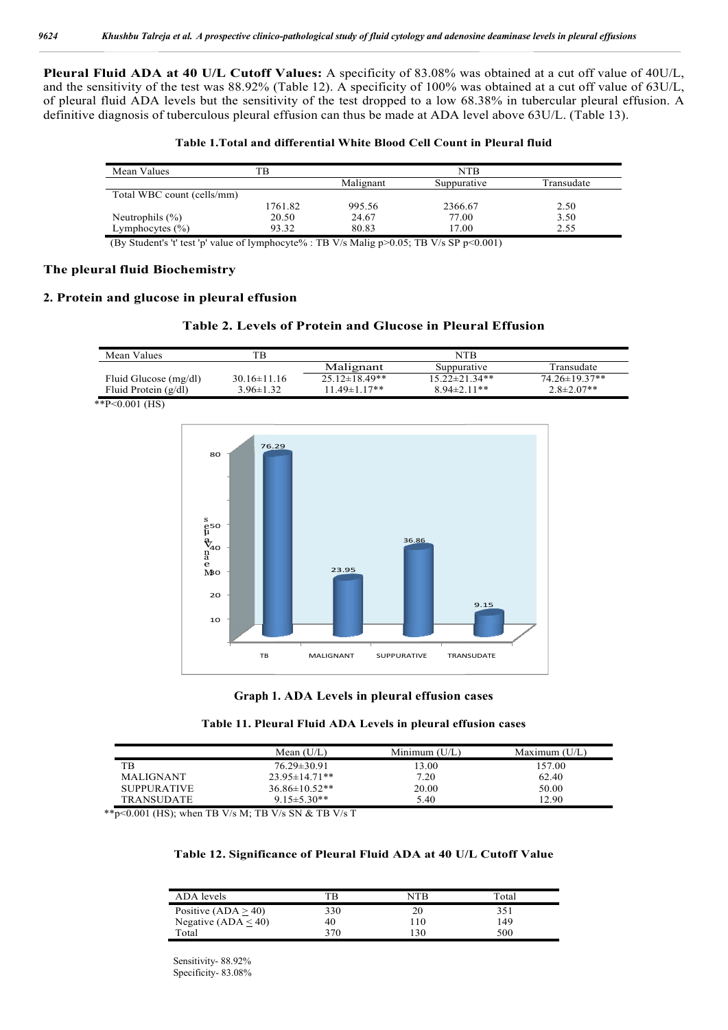**Pleural Fluid ADA at 40 U/L Cutoff Values:** A specificity of 83.08% was obtained at a cut off value of 40U/L, and the sensitivity of the test was 88.92% (Table 12). A specificity of 100% was obtained at a cut off value of 63U/L, of pleural fluid ADA levels but the sensitivity of the test dropped to a low 68.38% in tubercular pleural effusion. A definitive diagnosis of tuberculous pleural effusion can thus be made at ADA level above 63U/L. (Table 13).

**Table 1.Total and differential White Blood Cell Count in Pleural fluid**

| Mean Values | TB | NTB | | |
|---|---|---|---|---|
| | | Malignant | Suppurative | Transudate |
| Total WBC count (cells/mm) | | | | |
| | 1761.82 | 995.56 | 2366.67 | 2.50 |
| Neutrophils (%) | 20.50 | 24.67 | 77.00 | 3.50 |
| Lymphocytes (%) | 93.32 | 80.83 | 17.00 | 2.55 |

(By Student's 't' test 'p' value of lymphocyte% : TB V/s Malig $p>0.05$; TB V/s SP $p<0.001$)

## The pleural fluid Biochemistry

### 2. Protein and glucose in pleural effusion

**Table 2. Levels of Protein and Glucose in Pleural Effusion**

| Mean Values | TB | NTB | | |
|---|---|---|---|---|
| | | Malignant | Suppurative | Transudate |
| Fluid Glucose (mg/dl) | 30.16±11.16 | 25.12±18.49** | 15.22±21.34** | 74.26±19.37** |
| Fluid Protein (g/dl) | 3.96±1.32 | 11.49±1.17** | 8.94±2.11** | 2.8±2.07** |

**P<0.001 (HS)

**Graph 1. ADA Levels in pleural effusion cases**

**Table 11. Pleural Fluid ADA Levels in pleural effusion cases**

| | Mean (U/L) | Minimum (U/L) | Maximum (U/L) |
|---|---|---|---|
| TB | 76.29±30.91 | 13.00 | 157.00 |
| MALIGNANT | 23.95±14.71** | 7.20 | 62.40 |
| SUPPURATIVE | 36.86±10.52** | 20.00 | 50.00 |
| TRANSUDATE | 9.15±5.30** | 5.40 | 12.90 |

**p<0.001 (HS); when TB V/s M; TB V/s SN & TB V/s T

**Table 12. Significance of Pleural Fluid ADA at 40 U/L Cutoff Value**

| ADA levels | TB | NTB | Total |
|---|---|---|---|
| Positive (ADA $\geq$ 40) | 330 | 20 | 351 |
| Negative (ADA $\leq$ 40) | 40 | 110 | 149 |
| Total | 370 | 130 | 500 |

Sensitivity- 88.92%
Specificity- 83.08%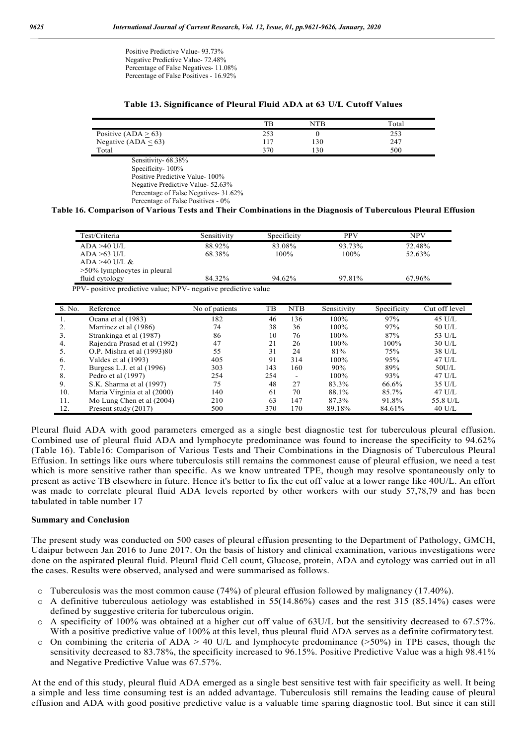Positive Predictive Value- 93.73%
Negative Predictive Value- 72.48%
Percentage of False Negatives- 11.08%
Percentage of False Positives - 16.92%

**Table 13. Significance of Pleural Fluid ADA at 63 U/L Cutoff Values**

| | TB | NTB | Total |
|---|---|---|---|
| Positive (ADA $\geq$ 63) | 253 | 0 | 253 |
| Negative (ADA $\leq$ 63) | 117 | 130 | 247 |
| Total | 370 | 130 | 500 |

Sensitivity- 68.38%
Specificity- 100%
Positive Predictive Value- 100%
Negative Predictive Value- 52.63%
Percentage of False Negatives- 31.62%
Percentage of False Positives - 0%

**Table 16. Comparison of Various Tests and Their Combinations in the Diagnosis of Tuberculous Pleural Effusion**

| Test/Criteria | Sensitivity | Specificity | PPV | NPV |
|---|---|---|---|---|
| ADA >40 U/L | 88.92% | 83.08% | 93.73% | 72.48% |
| ADA >63 U/L | 68.38% | 100% | 100% | 52.63% |
| ADA >40 U/L & >50% lymphocytes in pleural fluid cytology | 84.32% | 94.62% | 97.81% | 67.96% |

PPV- positive predictive value; NPV- negative predictive value

| S. No. | Reference | No of patients | TB | NTB | Sensitivity | Specificity | Cut off level |
|---|---|---|---|---|---|---|---|
| 1. | Ocana et al (1983) | 182 | 46 | 136 | 100% | 97% | 45 U/L |
| 2. | Martinez et al (1986) | 74 | 38 | 36 | 100% | 97% | 50 U/L |
| 3. | Strankinga et al (1987) | 86 | 10 | 76 | 100% | 87% | 53 U/L |
| 4. | Rajendra Prasad et al (1992) | 47 | 21 | 26 | 100% | 100% | 30 U/L |
| 5. | O.P. Mishra et al (1993)80 | 55 | 31 | 24 | 81% | 75% | 38 U/L |
| 6. | Valdes et al (1993) | 405 | 91 | 314 | 100% | 95% | 47 U/L |
| 7. | Burgess L.J. et al (1996) | 303 | 143 | 160 | 90% | 89% | 50U/L |
| 8. | Pedro et al (1997) | 254 | 254 | - | 100% | 93% | 47 U/L |
| 9. | S.K. Sharma et al (1997) | 75 | 48 | 27 | 83.3% | 66.6% | 35 U/L |
| 10. | Maria Virginia et al (2000) | 140 | 61 | 70 | 88.1% | 85.7% | 47 U/L |
| 11. | Mo Lung Chen et al (2004) | 210 | 63 | 147 | 87.3% | 91.8% | 55.8 U/L |
| 12. | Present study (2017) | 500 | 370 | 170 | 89.18% | 84.61% | 40 U/L |

Pleural fluid ADA with good parameters emerged as a single best diagnostic test for tuberculous pleural effusion. Combined use of pleural fluid ADA and lymphocyte predominance was found to increase the specificity to 94.62% (Table 16). Table16: Comparison of Various Tests and Their Combinations in the Diagnosis of Tuberculous Pleural Effusion. In settings like ours where tuberculosis still remains the commonest cause of pleural effusion, we need a test which is more sensitive rather than specific. As we know untreated TPE, though may resolve spontaneously only to present as active TB elsewhere in future. Hence it's better to fix the cut off value at a lower range like 40U/L. An effort was made to correlate pleural fluid ADA levels reported by other workers with our study 57,78,79 and has been tabulated in table number 17

## Summary and Conclusion

The present study was conducted on 500 cases of pleural effusion presenting to the Department of Pathology, GMCH, Udaipur between Jan 2016 to June 2017. On the basis of history and clinical examination, various investigations were done on the aspirated pleural fluid. Pleural fluid Cell count, Glucose, protein, ADA and cytology was carried out in all the cases. Results were observed, analysed and were summarised as follows.

- Tuberculosis was the most common cause (74%) of pleural effusion followed by malignancy (17.40%).
- A definitive tuberculous aetiology was established in 55(14.86%) cases and the rest 315 (85.14%) cases were defined by suggestive criteria for tuberculous origin.
- A specificity of 100% was obtained at a higher cut off value of 63U/L but the sensitivity decreased to 67.57%. With a positive predictive value of 100% at this level, thus pleural fluid ADA serves as a definite cofirmatory test.
- On combining the criteria of ADA > 40 U/L and lymphocyte predominance (>50%) in TPE cases, though the sensitivity decreased to 83.78%, the specificity increased to 96.15%. Positive Predictive Value was a high 98.41% and Negative Predictive Value was 67.57%.

At the end of this study, pleural fluid ADA emerged as a single best sensitive test with fair specificity as well. It being a simple and less time consuming test is an added advantage. Tuberculosis still remains the leading cause of pleural effusion and ADA with good positive predictive value is a valuable time sparing diagnostic tool. But since it can still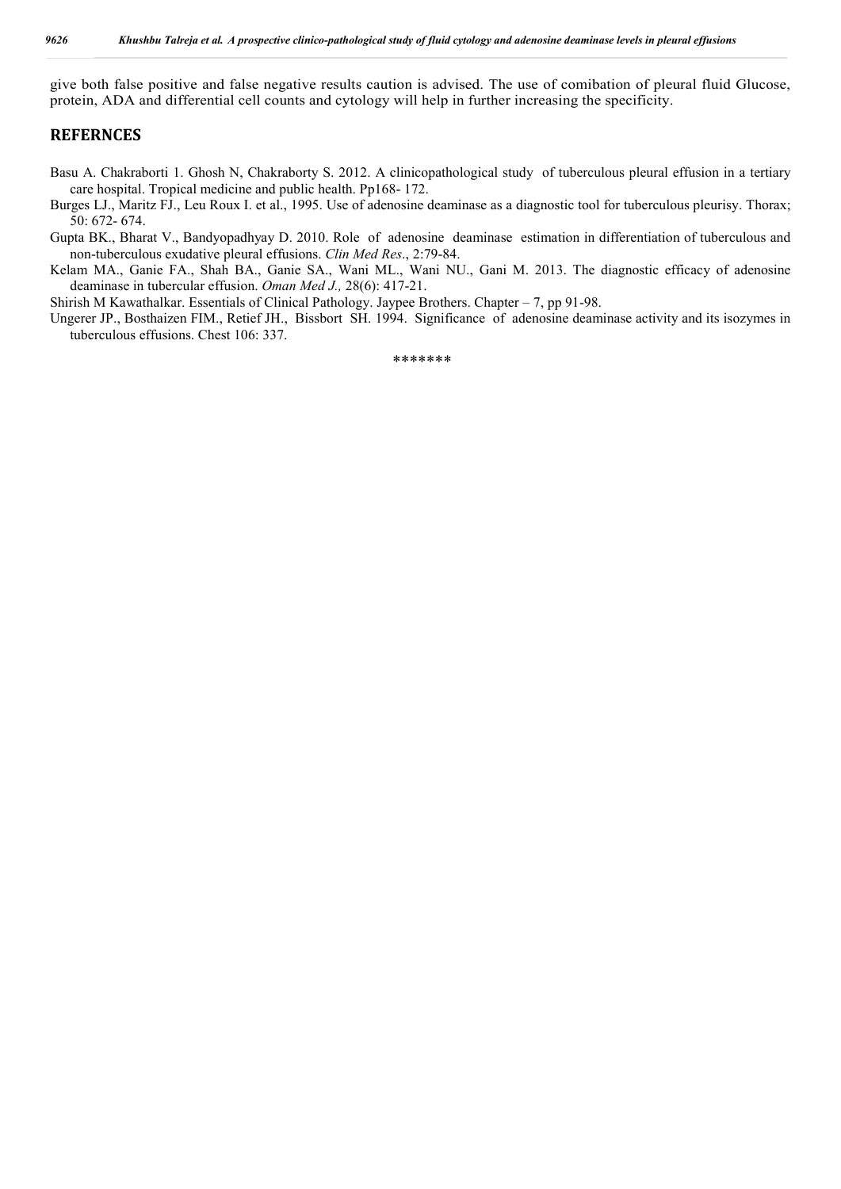give both false positive and false negative results caution is advised. The use of comibation of pleural fluid Glucose, protein, ADA and differential cell counts and cytology will help in further increasing the specificity.

## REFERNCES

Basu A. Chakraborti 1. Ghosh N, Chakraborty S. 2012. A clinicopathological study of tuberculous pleural effusion in a tertiary care hospital. Tropical medicine and public health. Pp168- 172.

Burges LJ., Maritz FJ., Leu Roux I. et al., 1995. Use of adenosine deaminase as a diagnostic tool for tuberculous pleurisy. Thorax; 50: 672- 674.

Gupta BK., Bharat V., Bandyopadhyay D. 2010. Role of adenosine deaminase estimation in differentiation of tuberculous and non-tuberculous exudative pleural effusions. *Clin Med Res*., 2:79-84.

Kelam MA., Ganie FA., Shah BA., Ganie SA., Wani ML., Wani NU., Gani M. 2013. The diagnostic efficacy of adenosine deaminase in tubercular effusion. *Oman Med J.,* 28(6): 417-21.

Shirish M Kawathalkar. Essentials of Clinical Pathology. Jaypee Brothers. Chapter – 7, pp 91-98.

Ungerer JP., Bosthaizen FIM., Retief JH., Bissbort SH. 1994. Significance of adenosine deaminase activity and its isozymes in tuberculous effusions. Chest 106: 337.

*******